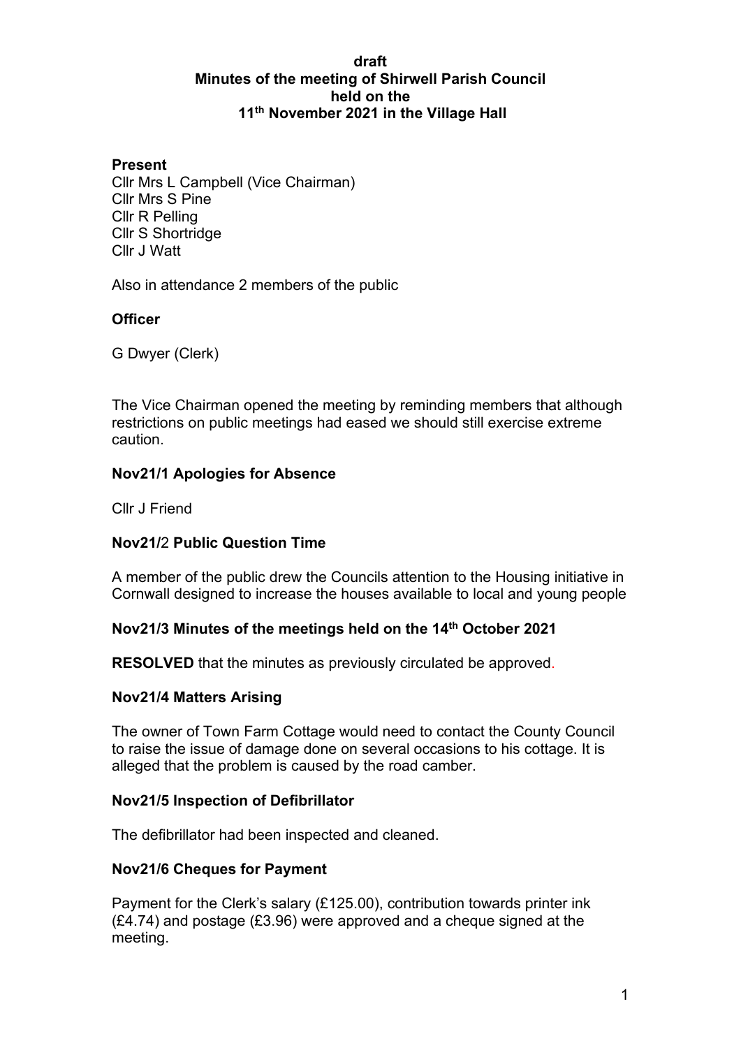**draft**

# Minutes of the meeting of Shirwell Parish Council held on the 11th November 2021 in the Village Hall

**Present**

Cllr Mrs L Campbell (Vice Chairman)
Cllr Mrs S Pine
Cllr R Pelling
Cllr S Shortridge
Cllr J Watt

Also in attendance 2 members of the public

**Officer**

G Dwyer (Clerk)

The Vice Chairman opened the meeting by reminding members that although restrictions on public meetings had eased we should still exercise extreme caution.

**Nov21/1 Apologies for Absence**

Cllr J Friend

**Nov21/2 Public Question Time**

A member of the public drew the Councils attention to the Housing initiative in Cornwall designed to increase the houses available to local and young people

**Nov21/3 Minutes of the meetings held on the 14th October 2021**

**RESOLVED** that the minutes as previously circulated be approved.

**Nov21/4 Matters Arising**

The owner of Town Farm Cottage would need to contact the County Council to raise the issue of damage done on several occasions to his cottage. It is alleged that the problem is caused by the road camber.

**Nov21/5 Inspection of Defibrillator**

The defibrillator had been inspected and cleaned.

**Nov21/6 Cheques for Payment**

Payment for the Clerk's salary (£125.00), contribution towards printer ink (£4.74) and postage (£3.96) were approved and a cheque signed at the meeting.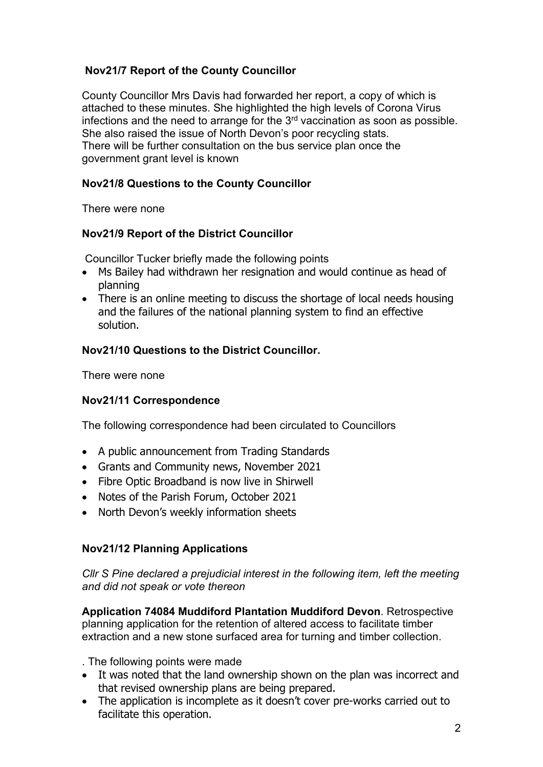### Nov21/7 Report of the County Councillor

County Councillor Mrs Davis had forwarded her report, a copy of which is attached to these minutes. She highlighted the high levels of Corona Virus infections and the need to arrange for the 3rd vaccination as soon as possible. She also raised the issue of North Devon's poor recycling stats. There will be further consultation on the bus service plan once the government grant level is known

### Nov21/8 Questions to the County Councillor

There were none

### Nov21/9 Report of the District Councillor

Councillor Tucker briefly made the following points

- Ms Bailey had withdrawn her resignation and would continue as head of planning
- There is an online meeting to discuss the shortage of local needs housing and the failures of the national planning system to find an effective solution.

### Nov21/10 Questions to the District Councillor.

There were none

### Nov21/11 Correspondence

The following correspondence had been circulated to Councillors

- A public announcement from Trading Standards
- Grants and Community news, November 2021
- Fibre Optic Broadband is now live in Shirwell
- Notes of the Parish Forum, October 2021
- North Devon's weekly information sheets

### Nov21/12 Planning Applications

*Cllr S Pine declared a prejudicial interest in the following item, left the meeting and did not speak or vote thereon*

**Application 74084 Muddiford Plantation Muddiford Devon**. Retrospective planning application for the retention of altered access to facilitate timber extraction and a new stone surfaced area for turning and timber collection.

. The following points were made

- It was noted that the land ownership shown on the plan was incorrect and that revised ownership plans are being prepared.
- The application is incomplete as it doesn't cover pre-works carried out to facilitate this operation.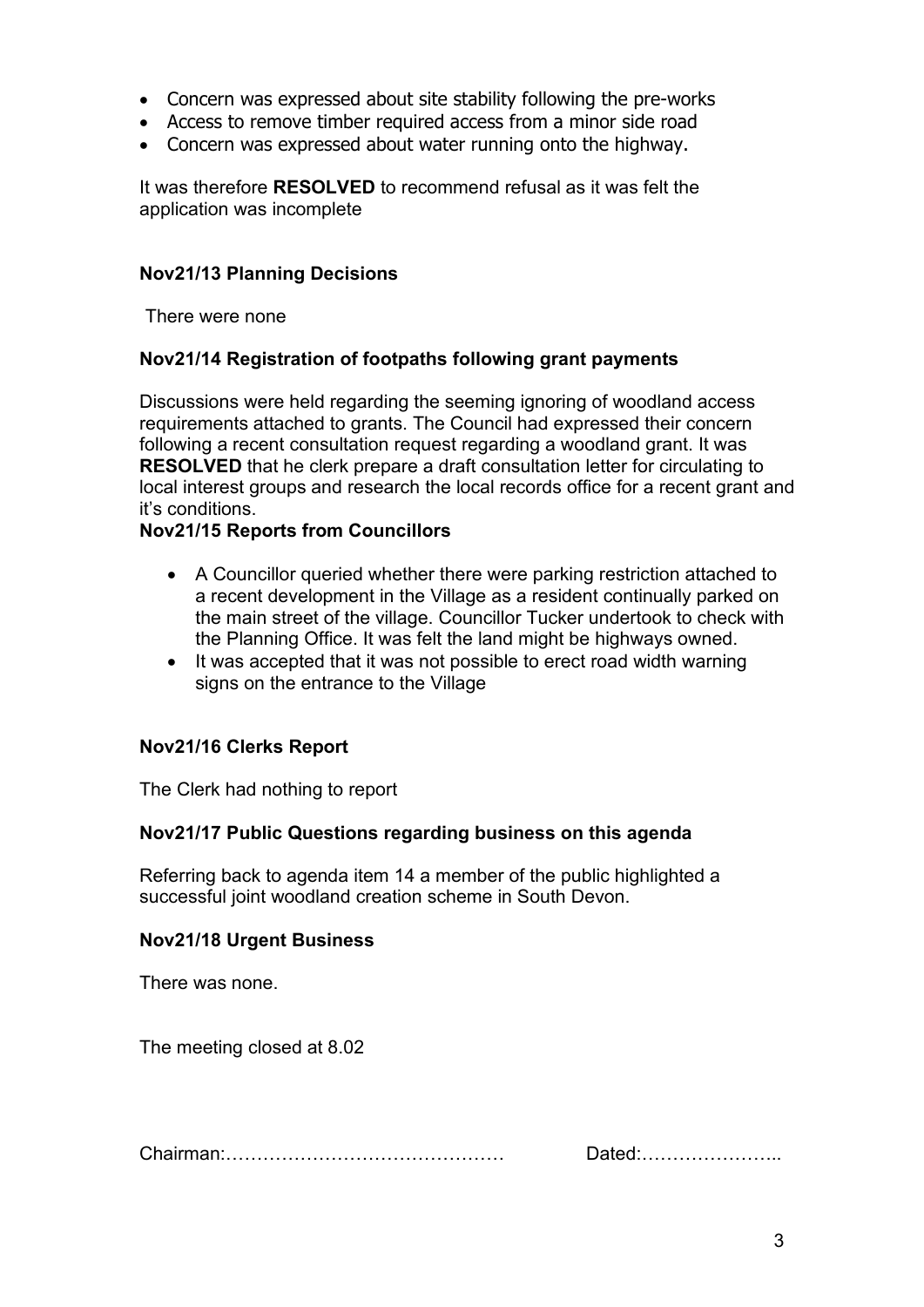- Concern was expressed about site stability following the pre-works
- Access to remove timber required access from a minor side road
- Concern was expressed about water running onto the highway.

It was therefore **RESOLVED** to recommend refusal as it was felt the application was incomplete

**Nov21/13 Planning Decisions**

There were none

**Nov21/14 Registration of footpaths following grant payments**

Discussions were held regarding the seeming ignoring of woodland access requirements attached to grants. The Council had expressed their concern following a recent consultation request regarding a woodland grant. It was **RESOLVED** that he clerk prepare a draft consultation letter for circulating to local interest groups and research the local records office for a recent grant and it's conditions.

**Nov21/15 Reports from Councillors**

- A Councillor queried whether there were parking restriction attached to a recent development in the Village as a resident continually parked on the main street of the village. Councillor Tucker undertook to check with the Planning Office. It was felt the land might be highways owned.
- It was accepted that it was not possible to erect road width warning signs on the entrance to the Village

**Nov21/16 Clerks Report**

The Clerk had nothing to report

**Nov21/17 Public Questions regarding business on this agenda**

Referring back to agenda item 14 a member of the public highlighted a successful joint woodland creation scheme in South Devon.

**Nov21/18 Urgent Business**

There was none.

The meeting closed at 8.02

Chairman:……………………………………… Dated:…………………..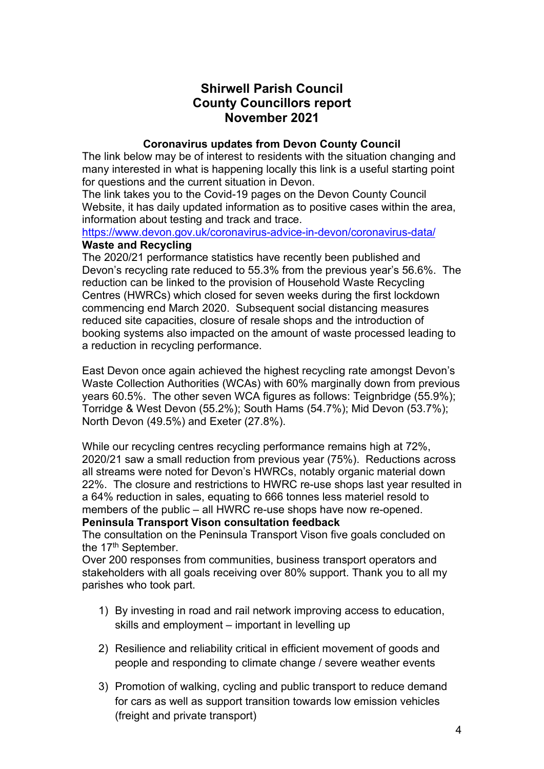# Shirwell Parish Council
# County Councillors report
# November 2021

### Coronavirus updates from Devon County Council

The link below may be of interest to residents with the situation changing and many interested in what is happening locally this link is a useful starting point for questions and the current situation in Devon.

The link takes you to the Covid-19 pages on the Devon County Council Website, it has daily updated information as to positive cases within the area, information about testing and track and trace.

https://www.devon.gov.uk/coronavirus-advice-in-devon/coronavirus-data/

**Waste and Recycling**

The 2020/21 performance statistics have recently been published and Devon's recycling rate reduced to 55.3% from the previous year's 56.6%. The reduction can be linked to the provision of Household Waste Recycling Centres (HWRCs) which closed for seven weeks during the first lockdown commencing end March 2020. Subsequent social distancing measures reduced site capacities, closure of resale shops and the introduction of booking systems also impacted on the amount of waste processed leading to a reduction in recycling performance.

East Devon once again achieved the highest recycling rate amongst Devon's Waste Collection Authorities (WCAs) with 60% marginally down from previous years 60.5%. The other seven WCA figures as follows: Teignbridge (55.9%); Torridge & West Devon (55.2%); South Hams (54.7%); Mid Devon (53.7%); North Devon (49.5%) and Exeter (27.8%).

While our recycling centres recycling performance remains high at 72%, 2020/21 saw a small reduction from previous year (75%). Reductions across all streams were noted for Devon's HWRCs, notably organic material down 22%. The closure and restrictions to HWRC re-use shops last year resulted in a 64% reduction in sales, equating to 666 tonnes less materiel resold to members of the public – all HWRC re-use shops have now re-opened.

**Peninsula Transport Vison consultation feedback**

The consultation on the Peninsula Transport Vison five goals concluded on the 17th September.

Over 200 responses from communities, business transport operators and stakeholders with all goals receiving over 80% support. Thank you to all my parishes who took part.

1) By investing in road and rail network improving access to education, skills and employment – important in levelling up
2) Resilience and reliability critical in efficient movement of goods and people and responding to climate change / severe weather events
3) Promotion of walking, cycling and public transport to reduce demand for cars as well as support transition towards low emission vehicles (freight and private transport)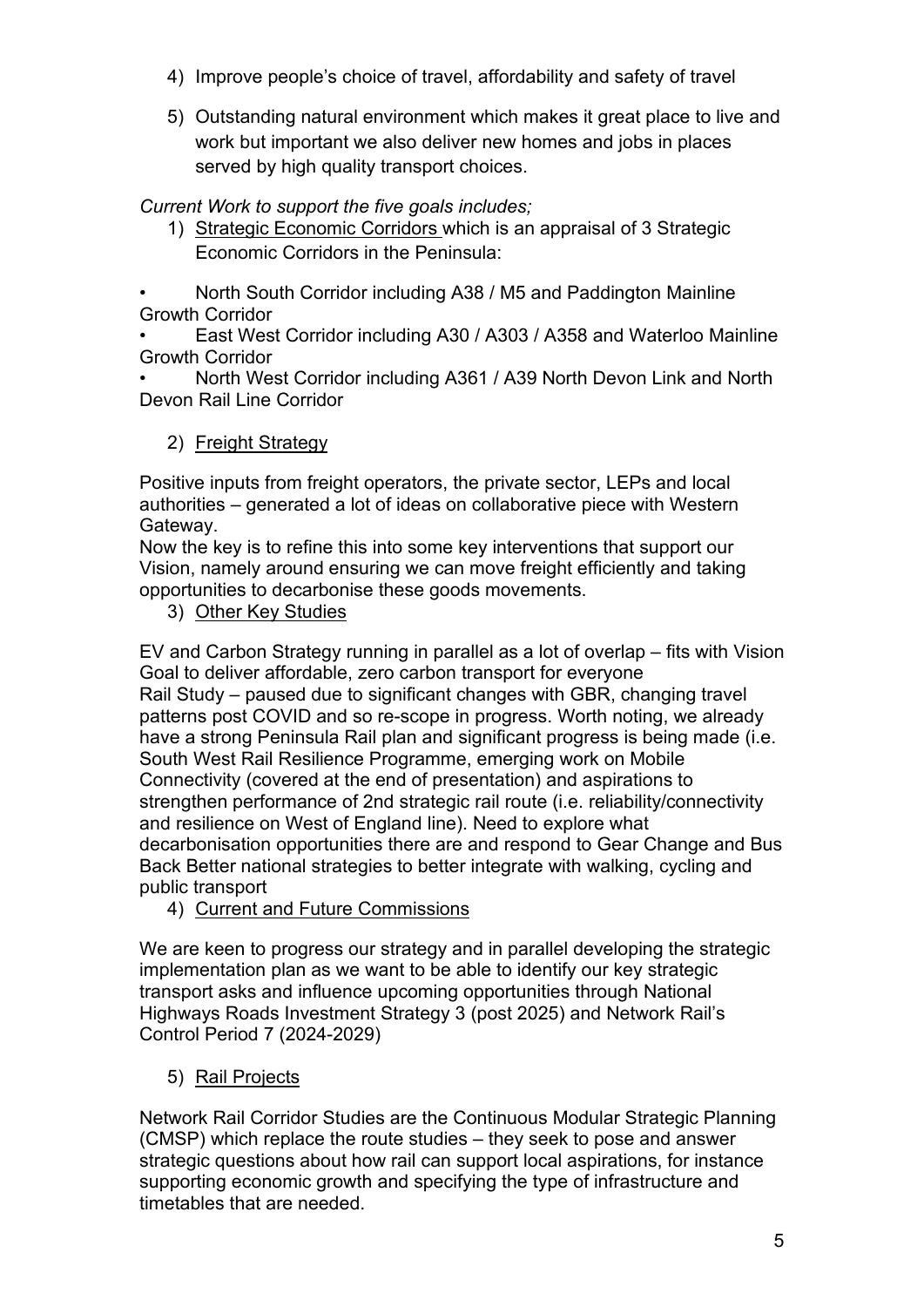4) Improve people's choice of travel, affordability and safety of travel

5) Outstanding natural environment which makes it great place to live and work but important we also deliver new homes and jobs in places served by high quality transport choices.

*Current Work to support the five goals includes;*

1) Strategic Economic Corridors which is an appraisal of 3 Strategic Economic Corridors in the Peninsula:

- North South Corridor including A38 / M5 and Paddington Mainline Growth Corridor
- East West Corridor including A30 / A303 / A358 and Waterloo Mainline Growth Corridor
- North West Corridor including A361 / A39 North Devon Link and North Devon Rail Line Corridor

2) Freight Strategy

Positive inputs from freight operators, the private sector, LEPs and local authorities – generated a lot of ideas on collaborative piece with Western Gateway.
Now the key is to refine this into some key interventions that support our Vision, namely around ensuring we can move freight efficiently and taking opportunities to decarbonise these goods movements.

3) Other Key Studies

EV and Carbon Strategy running in parallel as a lot of overlap – fits with Vision Goal to deliver affordable, zero carbon transport for everyone
Rail Study – paused due to significant changes with GBR, changing travel patterns post COVID and so re-scope in progress. Worth noting, we already have a strong Peninsula Rail plan and significant progress is being made (i.e. South West Rail Resilience Programme, emerging work on Mobile Connectivity (covered at the end of presentation) and aspirations to strengthen performance of 2nd strategic rail route (i.e. reliability/connectivity and resilience on West of England line). Need to explore what decarbonisation opportunities there are and respond to Gear Change and Bus Back Better national strategies to better integrate with walking, cycling and public transport

4) Current and Future Commissions

We are keen to progress our strategy and in parallel developing the strategic implementation plan as we want to be able to identify our key strategic transport asks and influence upcoming opportunities through National Highways Roads Investment Strategy 3 (post 2025) and Network Rail's Control Period 7 (2024-2029)

5) Rail Projects

Network Rail Corridor Studies are the Continuous Modular Strategic Planning (CMSP) which replace the route studies – they seek to pose and answer strategic questions about how rail can support local aspirations, for instance supporting economic growth and specifying the type of infrastructure and timetables that are needed.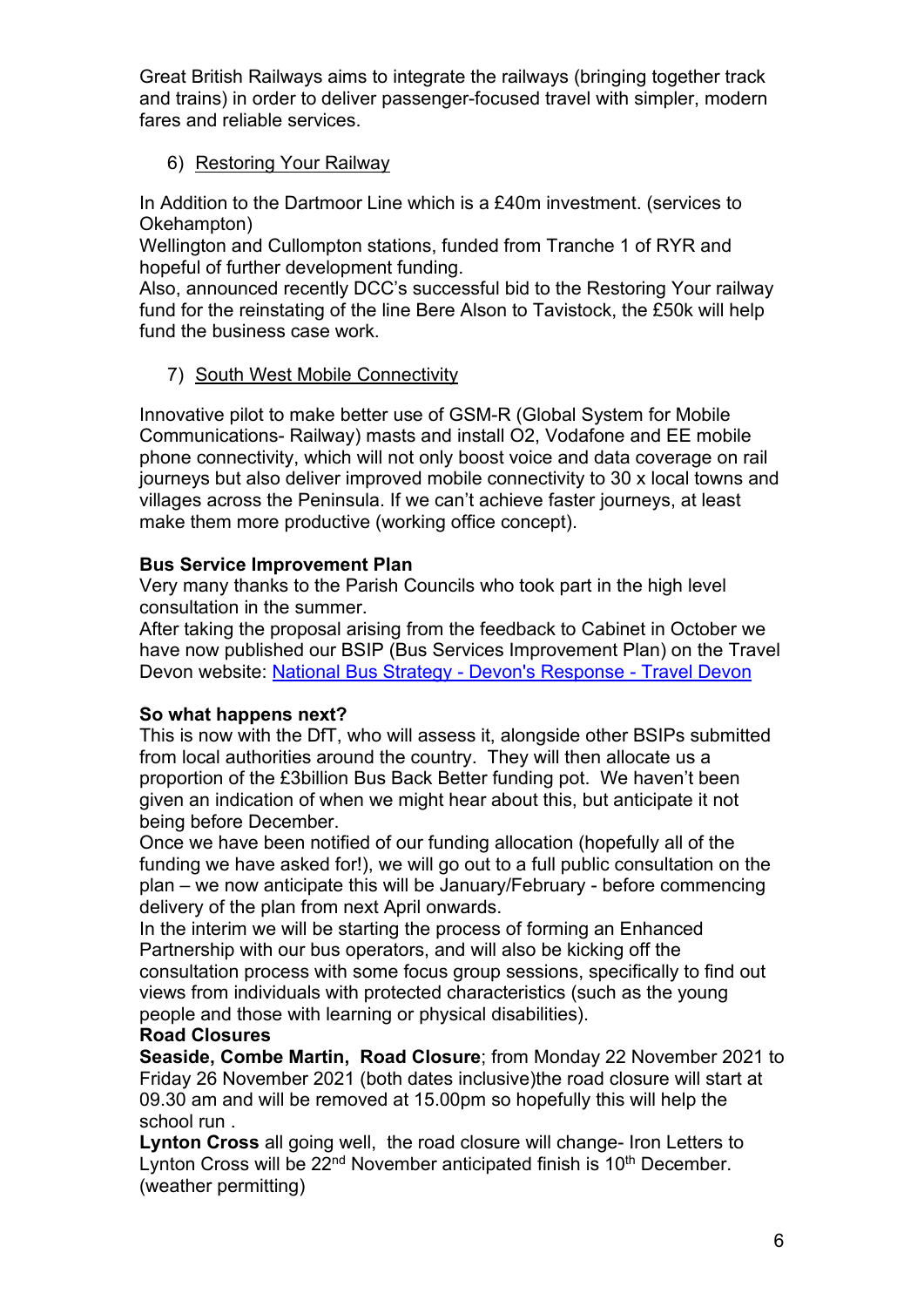Great British Railways aims to integrate the railways (bringing together track and trains) in order to deliver passenger-focused travel with simpler, modern fares and reliable services.

6) Restoring Your Railway

In Addition to the Dartmoor Line which is a £40m investment. (services to Okehampton)
Wellington and Cullompton stations, funded from Tranche 1 of RYR and hopeful of further development funding.
Also, announced recently DCC's successful bid to the Restoring Your railway fund for the reinstating of the line Bere Alson to Tavistock, the £50k will help fund the business case work.

7) South West Mobile Connectivity

Innovative pilot to make better use of GSM-R (Global System for Mobile Communications- Railway) masts and install O2, Vodafone and EE mobile phone connectivity, which will not only boost voice and data coverage on rail journeys but also deliver improved mobile connectivity to 30 x local towns and villages across the Peninsula. If we can't achieve faster journeys, at least make them more productive (working office concept).

**Bus Service Improvement Plan**

Very many thanks to the Parish Councils who took part in the high level consultation in the summer.
After taking the proposal arising from the feedback to Cabinet in October we have now published our BSIP (Bus Services Improvement Plan) on the Travel Devon website: [National Bus Strategy - Devon's Response - Travel Devon]()

**So what happens next?**

This is now with the DfT, who will assess it, alongside other BSIPs submitted from local authorities around the country. They will then allocate us a proportion of the £3billion Bus Back Better funding pot. We haven't been given an indication of when we might hear about this, but anticipate it not being before December.
Once we have been notified of our funding allocation (hopefully all of the funding we have asked for!), we will go out to a full public consultation on the plan – we now anticipate this will be January/February - before commencing delivery of the plan from next April onwards.
In the interim we will be starting the process of forming an Enhanced Partnership with our bus operators, and will also be kicking off the consultation process with some focus group sessions, specifically to find out views from individuals with protected characteristics (such as the young people and those with learning or physical disabilities).

**Road Closures**

**Seaside, Combe Martin, Road Closure**; from Monday 22 November 2021 to Friday 26 November 2021 (both dates inclusive)the road closure will start at 09.30 am and will be removed at 15.00pm so hopefully this will help the school run .

**Lynton Cross** all going well, the road closure will change- Iron Letters to Lynton Cross will be 22nd November anticipated finish is 10th December. (weather permitting)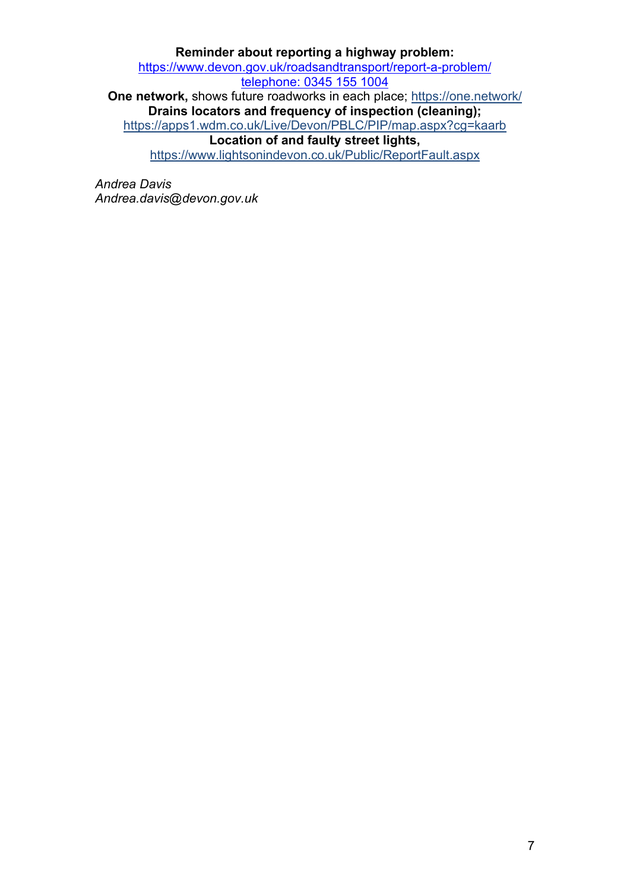**Reminder about reporting a highway problem:**
https://www.devon.gov.uk/roadsandtransport/report-a-problem/
telephone: 0345 155 1004

**One network,** shows future roadworks in each place; https://one.network/

**Drains locators and frequency of inspection (cleaning);**
https://apps1.wdm.co.uk/Live/Devon/PBLC/PIP/map.aspx?cg=kaarb

**Location of and faulty street lights,**
https://www.lightsonindevon.co.uk/Public/ReportFault.aspx

*Andrea Davis*
*Andrea.davis@devon.gov.uk*